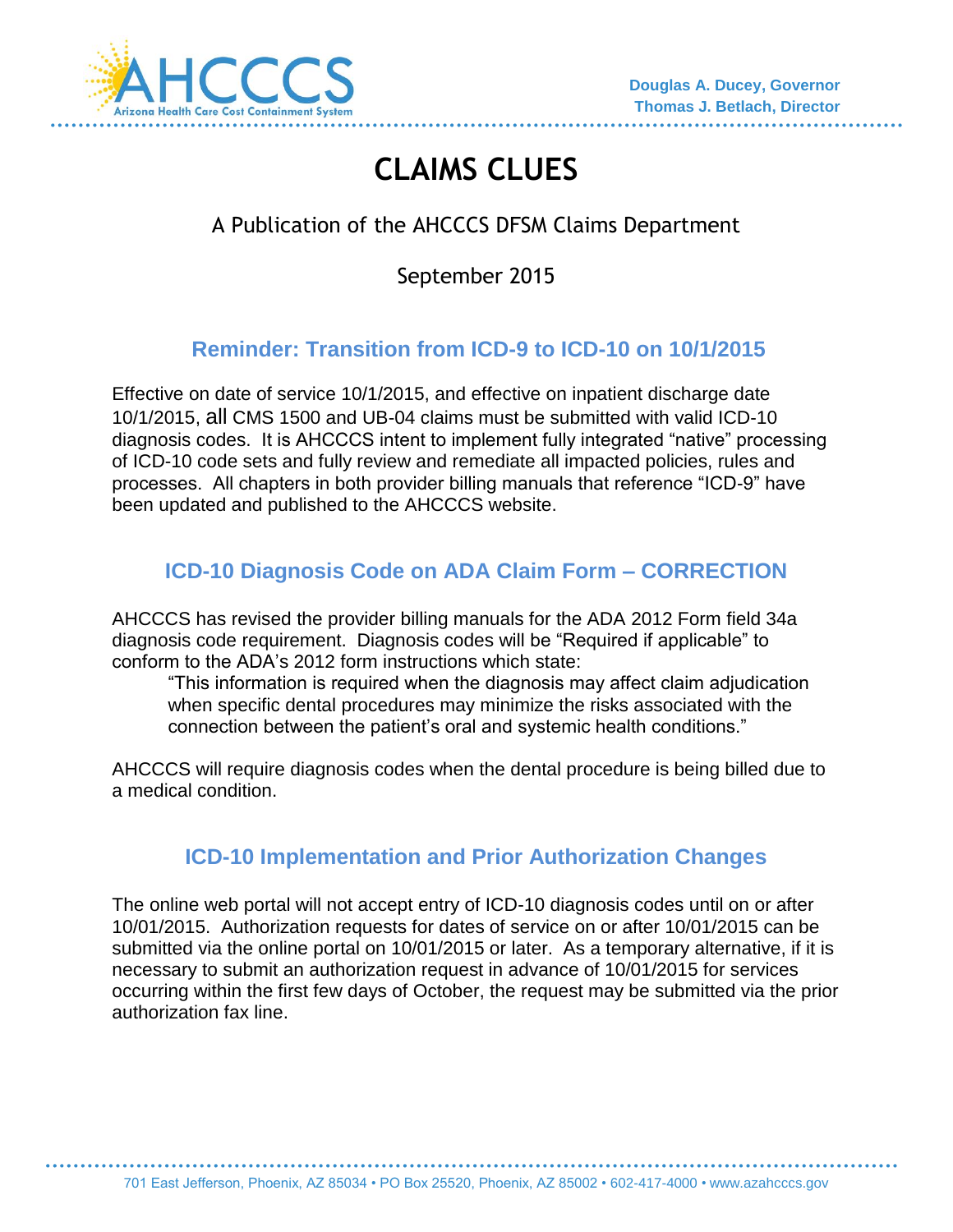Douglas A. Ducey, Governor
Thomas J. Betlach, Director

# CLAIMS CLUES

A Publication of the AHCCCS DFSM Claims Department

September 2015

## Reminder: Transition from ICD-9 to ICD-10 on 10/1/2015

Effective on date of service 10/1/2015, and effective on inpatient discharge date 10/1/2015, all CMS 1500 and UB-04 claims must be submitted with valid ICD-10 diagnosis codes. It is AHCCCS intent to implement fully integrated "native" processing of ICD-10 code sets and fully review and remediate all impacted policies, rules and processes. All chapters in both provider billing manuals that reference "ICD-9" have been updated and published to the AHCCCS website.

## ICD-10 Diagnosis Code on ADA Claim Form – CORRECTION

AHCCCS has revised the provider billing manuals for the ADA 2012 Form field 34a diagnosis code requirement. Diagnosis codes will be "Required if applicable" to conform to the ADA's 2012 form instructions which state:

> "This information is required when the diagnosis may affect claim adjudication when specific dental procedures may minimize the risks associated with the connection between the patient's oral and systemic health conditions."

AHCCCS will require diagnosis codes when the dental procedure is being billed due to a medical condition.

## ICD-10 Implementation and Prior Authorization Changes

The online web portal will not accept entry of ICD-10 diagnosis codes until on or after 10/01/2015. Authorization requests for dates of service on or after 10/01/2015 can be submitted via the online portal on 10/01/2015 or later. As a temporary alternative, if it is necessary to submit an authorization request in advance of 10/01/2015 for services occurring within the first few days of October, the request may be submitted via the prior authorization fax line.

701 East Jefferson, Phoenix, AZ 85034 • PO Box 25520, Phoenix, AZ 85002 • 602-417-4000 • www.azahcccs.gov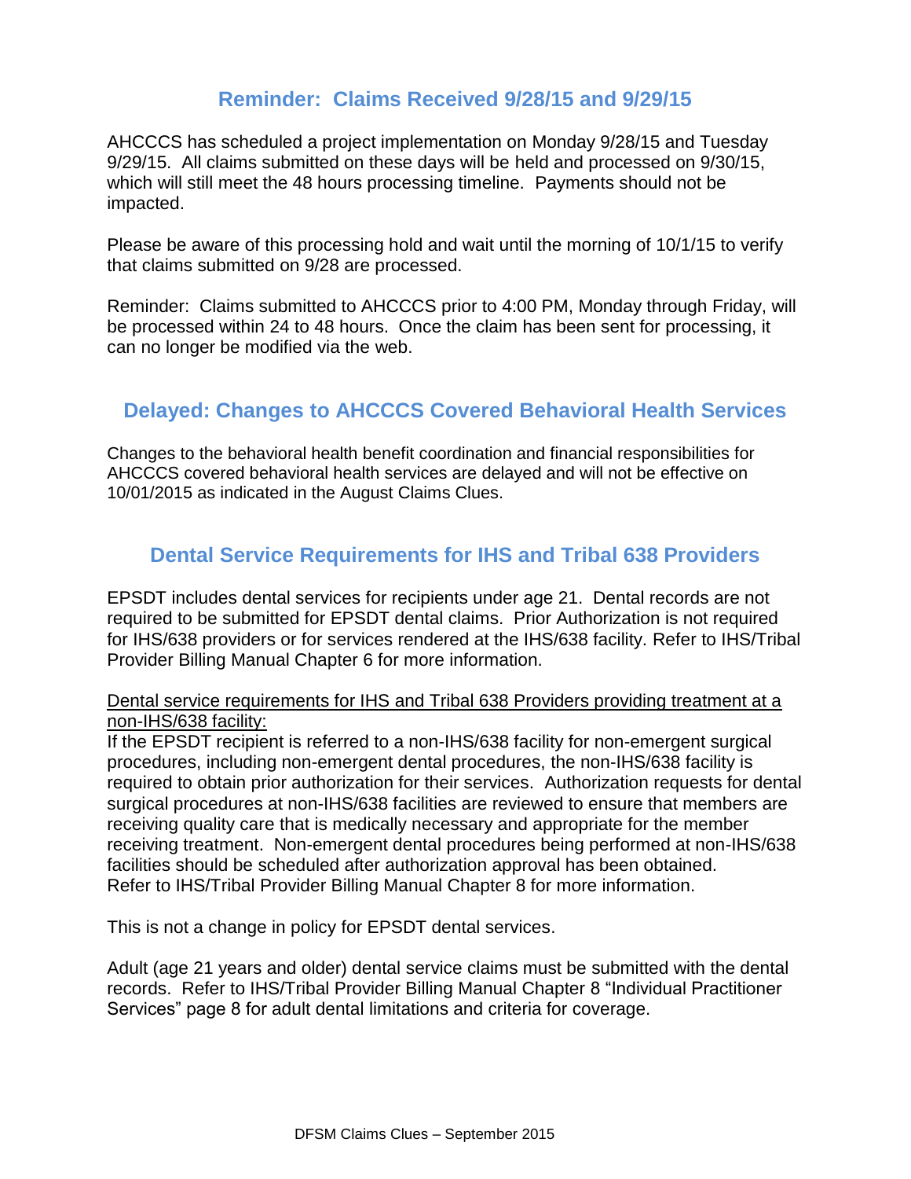## Reminder: Claims Received 9/28/15 and 9/29/15

AHCCCS has scheduled a project implementation on Monday 9/28/15 and Tuesday 9/29/15. All claims submitted on these days will be held and processed on 9/30/15, which will still meet the 48 hours processing timeline. Payments should not be impacted.

Please be aware of this processing hold and wait until the morning of 10/1/15 to verify that claims submitted on 9/28 are processed.

Reminder: Claims submitted to AHCCCS prior to 4:00 PM, Monday through Friday, will be processed within 24 to 48 hours. Once the claim has been sent for processing, it can no longer be modified via the web.

## Delayed: Changes to AHCCCS Covered Behavioral Health Services

Changes to the behavioral health benefit coordination and financial responsibilities for AHCCCS covered behavioral health services are delayed and will not be effective on 10/01/2015 as indicated in the August Claims Clues.

## Dental Service Requirements for IHS and Tribal 638 Providers

EPSDT includes dental services for recipients under age 21. Dental records are not required to be submitted for EPSDT dental claims. Prior Authorization is not required for IHS/638 providers or for services rendered at the IHS/638 facility. Refer to IHS/Tribal Provider Billing Manual Chapter 6 for more information.

<u>Dental service requirements for IHS and Tribal 638 Providers providing treatment at a non-IHS/638 facility:</u>

If the EPSDT recipient is referred to a non-IHS/638 facility for non-emergent surgical procedures, including non-emergent dental procedures, the non-IHS/638 facility is required to obtain prior authorization for their services. Authorization requests for dental surgical procedures at non-IHS/638 facilities are reviewed to ensure that members are receiving quality care that is medically necessary and appropriate for the member receiving treatment. Non-emergent dental procedures being performed at non-IHS/638 facilities should be scheduled after authorization approval has been obtained. Refer to IHS/Tribal Provider Billing Manual Chapter 8 for more information.

This is not a change in policy for EPSDT dental services.

Adult (age 21 years and older) dental service claims must be submitted with the dental records. Refer to IHS/Tribal Provider Billing Manual Chapter 8 "Individual Practitioner Services" page 8 for adult dental limitations and criteria for coverage.